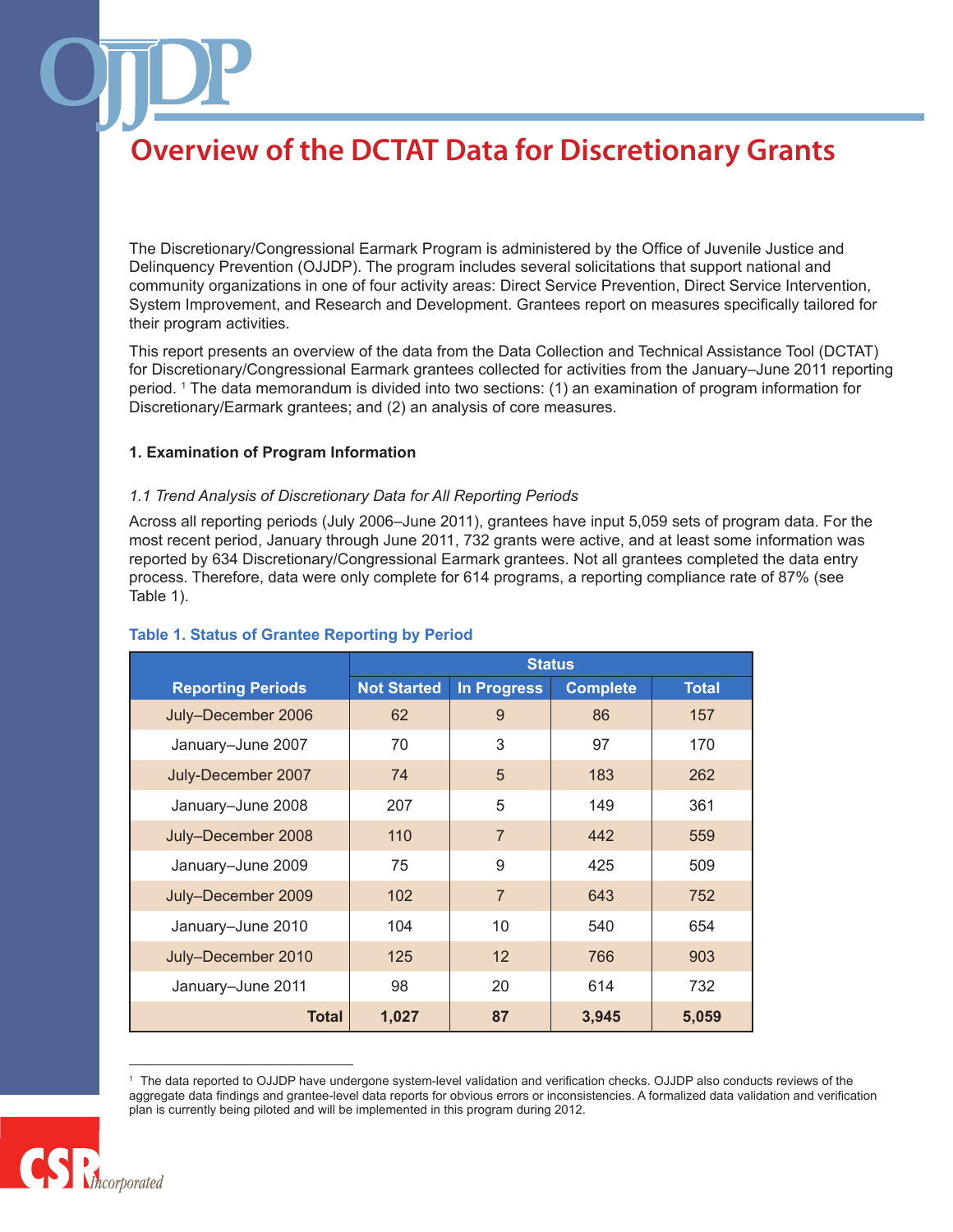# Overview of the DCTAT Data for Discretionary Grants

The Discretionary/Congressional Earmark Program is administered by the Office of Juvenile Justice and Delinquency Prevention (OJJDP). The program includes several solicitations that support national and community organizations in one of four activity areas: Direct Service Prevention, Direct Service Intervention, System Improvement, and Research and Development. Grantees report on measures specifically tailored for their program activities.

This report presents an overview of the data from the Data Collection and Technical Assistance Tool (DCTAT) for Discretionary/Congressional Earmark grantees collected for activities from the January–June 2011 reporting period. [1] The data memorandum is divided into two sections: (1) an examination of program information for Discretionary/Earmark grantees; and (2) an analysis of core measures.

**1. Examination of Program Information**

*1.1 Trend Analysis of Discretionary Data for All Reporting Periods*

Across all reporting periods (July 2006–June 2011), grantees have input 5,059 sets of program data. For the most recent period, January through June 2011, 732 grants were active, and at least some information was reported by 634 Discretionary/Congressional Earmark grantees. Not all grantees completed the data entry process. Therefore, data were only complete for 614 programs, a reporting compliance rate of 87% (see Table 1).

**Table 1. Status of Grantee Reporting by Period**

| Reporting Periods | Status | | | |
|---|---|---|---|---|
| | Not Started | In Progress | Complete | Total |
| July–December 2006 | 62 | 9 | 86 | 157 |
| January–June 2007 | 70 | 3 | 97 | 170 |
| July-December 2007 | 74 | 5 | 183 | 262 |
| January–June 2008 | 207 | 5 | 149 | 361 |
| July–December 2008 | 110 | 7 | 442 | 559 |
| January–June 2009 | 75 | 9 | 425 | 509 |
| July–December 2009 | 102 | 7 | 643 | 752 |
| January–June 2010 | 104 | 10 | 540 | 654 |
| July–December 2010 | 125 | 12 | 766 | 903 |
| January–June 2011 | 98 | 20 | 614 | 732 |
| **Total** | **1,027** | **87** | **3,945** | **5,059** |

[1] The data reported to OJJDP have undergone system-level validation and verification checks. OJJDP also conducts reviews of the aggregate data findings and grantee-level data reports for obvious errors or inconsistencies. A formalized data validation and verification plan is currently being piloted and will be implemented in this program during 2012.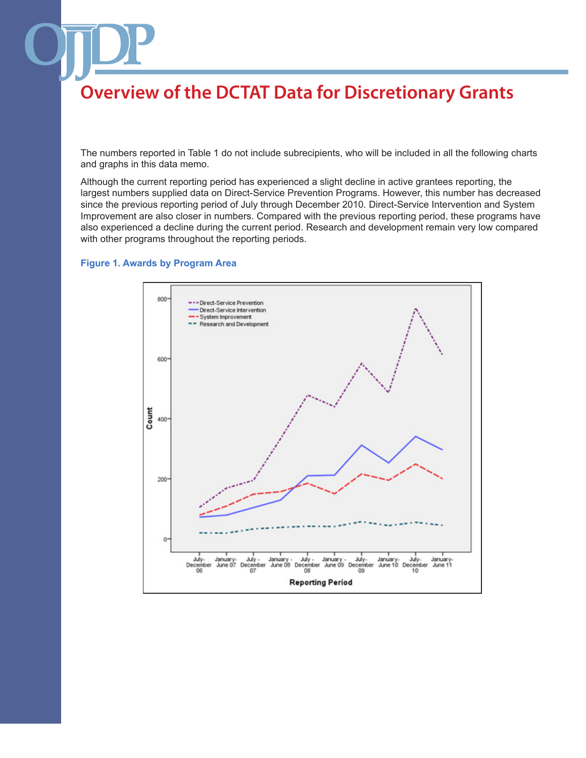# Overview of the DCTAT Data for Discretionary Grants

The numbers reported in Table 1 do not include subrecipients, who will be included in all the following charts and graphs in this data memo.

Although the current reporting period has experienced a slight decline in active grantees reporting, the largest numbers supplied data on Direct-Service Prevention Programs. However, this number has decreased since the previous reporting period of July through December 2010. Direct-Service Intervention and System Improvement are also closer in numbers. Compared with the previous reporting period, these programs have also experienced a decline during the current period. Research and development remain very low compared with other programs throughout the reporting periods.

**Figure 1. Awards by Program Area**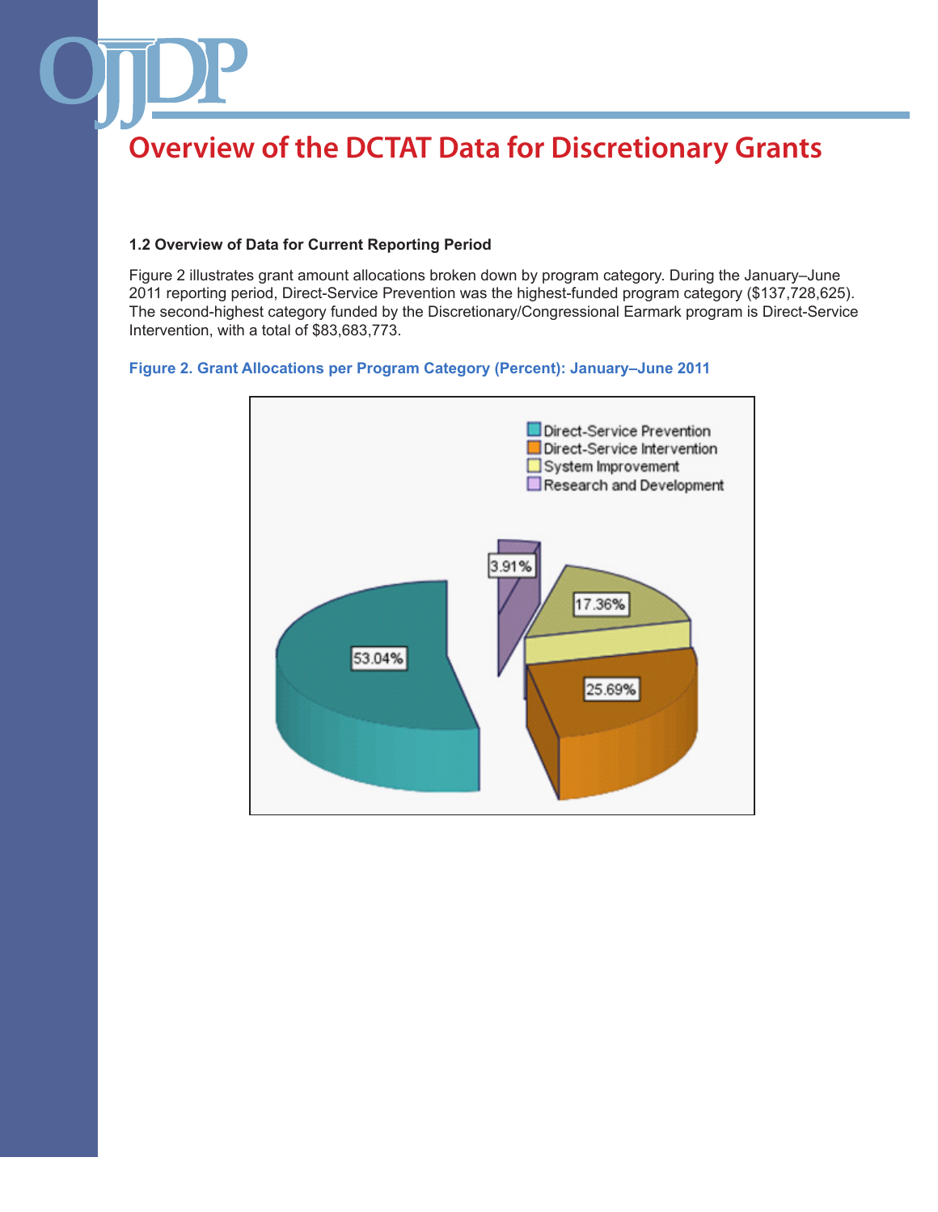# Overview of the DCTAT Data for Discretionary Grants

### 1.2 Overview of Data for Current Reporting Period

Figure 2 illustrates grant amount allocations broken down by program category. During the January–June 2011 reporting period, Direct-Service Prevention was the highest-funded program category ($137,728,625). The second-highest category funded by the Discretionary/Congressional Earmark program is Direct-Service Intervention, with a total of $83,683,773.

**Figure 2. Grant Allocations per Program Category (Percent): January–June 2011**

| Program Category | Percent |
|---|---|
| Direct-Service Prevention | 53.04% |
| Direct-Service Intervention | 25.69% |
| System Improvement | 17.36% |
| Research and Development | 3.91% |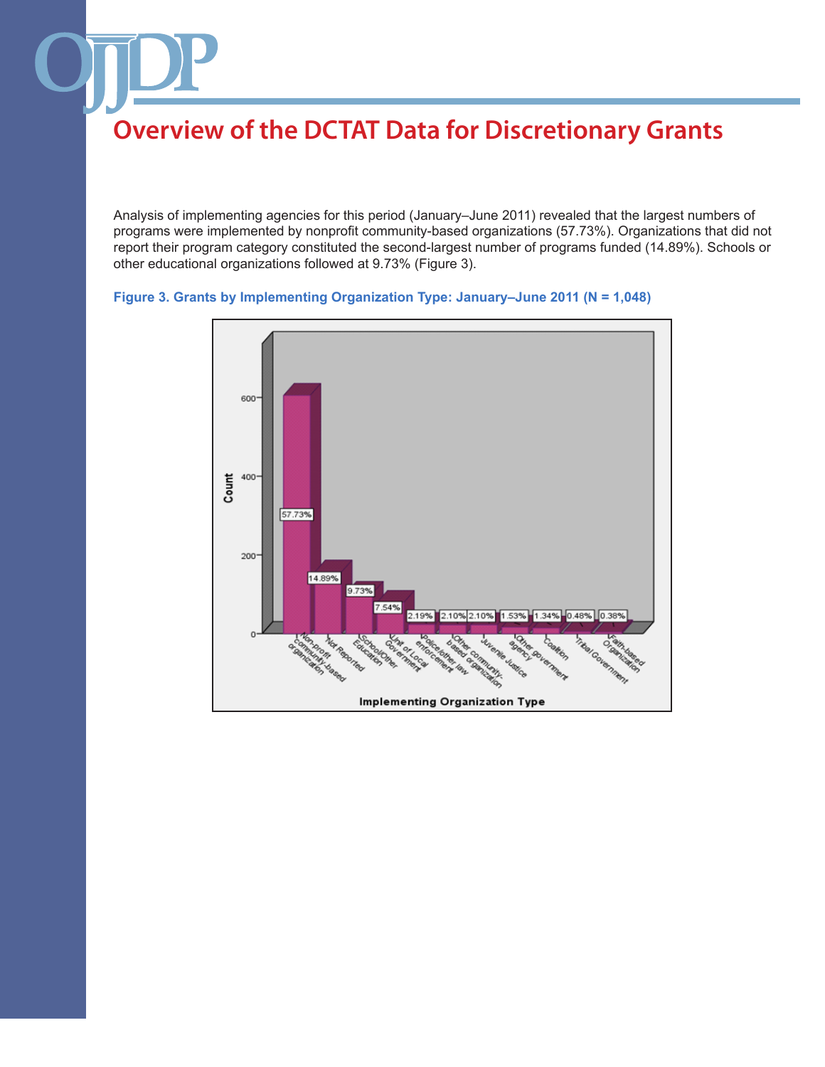# Overview of the DCTAT Data for Discretionary Grants

Analysis of implementing agencies for this period (January–June 2011) revealed that the largest numbers of programs were implemented by nonprofit community-based organizations (57.73%). Organizations that did not report their program category constituted the second-largest number of programs funded (14.89%). Schools or other educational organizations followed at 9.73% (Figure 3).

**Figure 3. Grants by Implementing Organization Type: January–June 2011 (N = 1,048)**

| Implementing Organization Type | Percent |
|---|---|
| Non-profit community-based organization | 57.73% |
| Not Reported | 14.89% |
| School/Other Education | 9.73% |
| Unit of Local Government | 7.54% |
| Police/other law enforcement | 2.19% |
| Other community-based organization | 2.10% |
| Juvenile Justice | 2.10% |
| Other government agency | 1.53% |
| Coalition | 1.34% |
| Tribal Government | 0.48% |
| Faith-based Organization | 0.38% |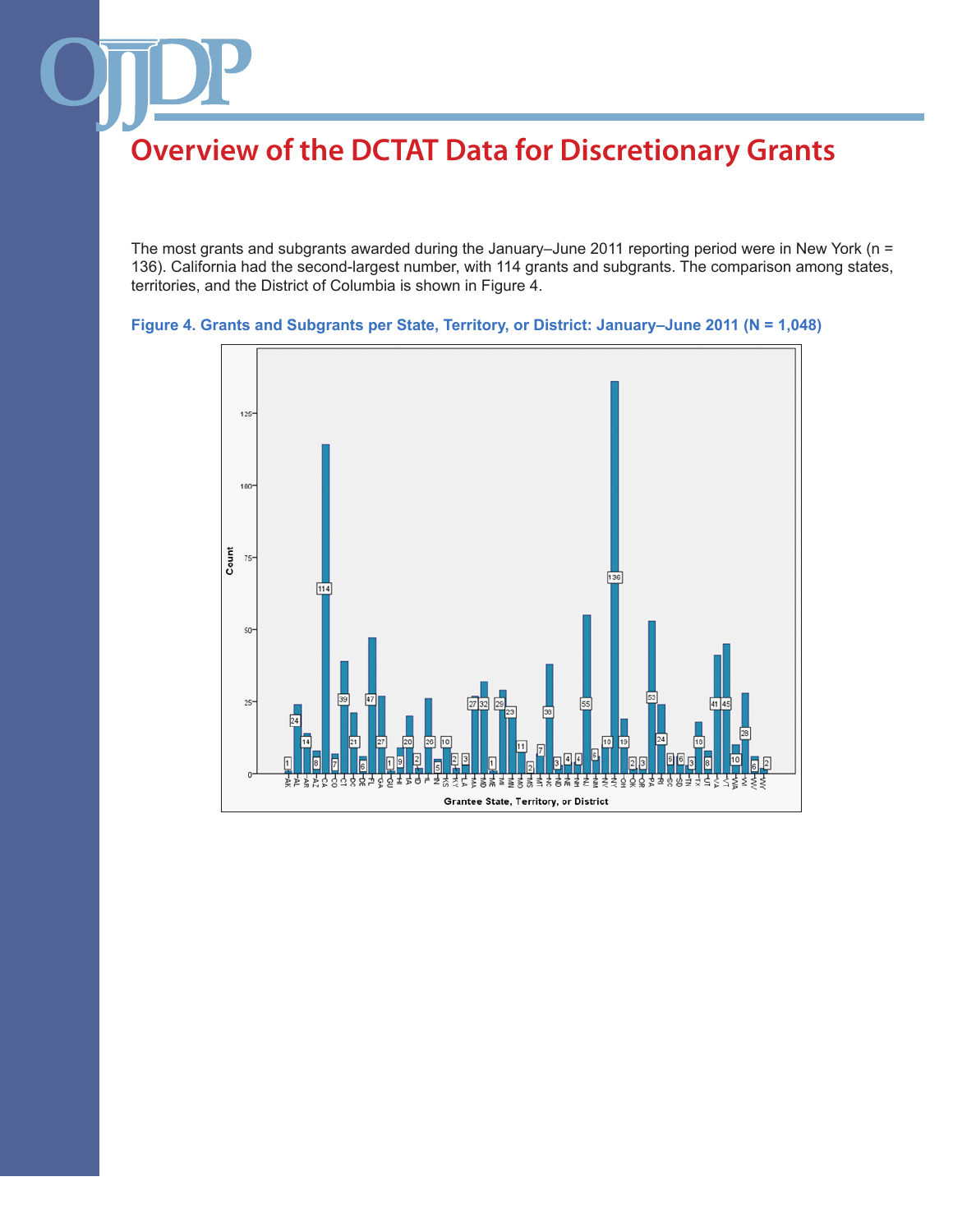# Overview of the DCTAT Data for Discretionary Grants

The most grants and subgrants awarded during the January–June 2011 reporting period were in New York (n = 136). California had the second-largest number, with 114 grants and subgrants. The comparison among states, territories, and the District of Columbia is shown in Figure 4.

**Figure 4. Grants and Subgrants per State, Territory, or District: January–June 2011 (N = 1,048)**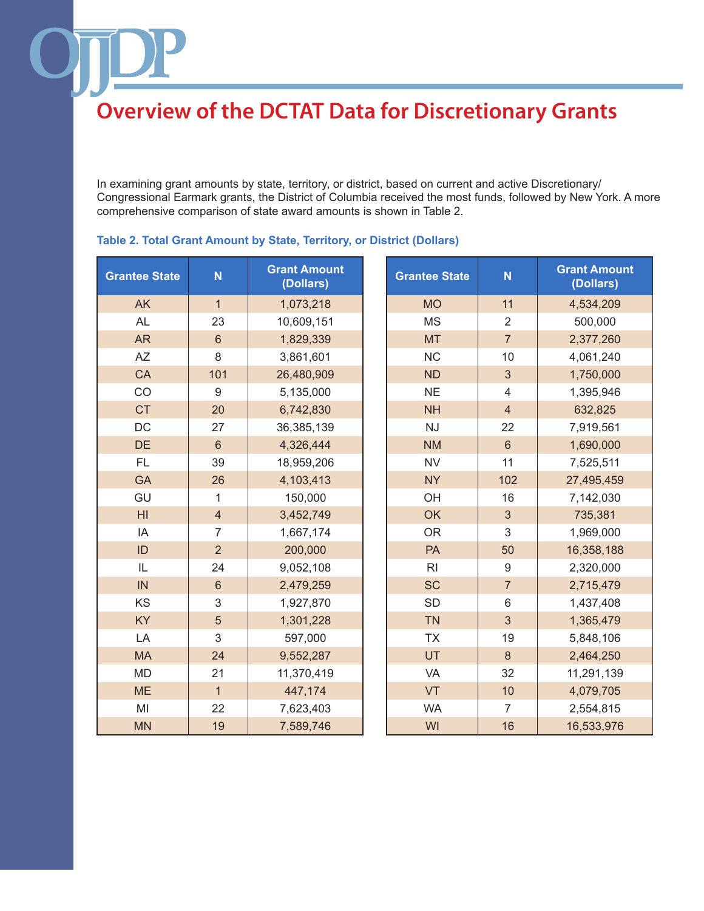# Overview of the DCTAT Data for Discretionary Grants

In examining grant amounts by state, territory, or district, based on current and active Discretionary/Congressional Earmark grants, the District of Columbia received the most funds, followed by New York. A more comprehensive comparison of state award amounts is shown in Table 2.

**Table 2. Total Grant Amount by State, Territory, or District (Dollars)**

| Grantee State | N | Grant Amount (Dollars) |
|---|---|---|
| AK | 1 | 1,073,218 |
| AL | 23 | 10,609,151 |
| AR | 6 | 1,829,339 |
| AZ | 8 | 3,861,601 |
| CA | 101 | 26,480,909 |
| CO | 9 | 5,135,000 |
| CT | 20 | 6,742,830 |
| DC | 27 | 36,385,139 |
| DE | 6 | 4,326,444 |
| FL | 39 | 18,959,206 |
| GA | 26 | 4,103,413 |
| GU | 1 | 150,000 |
| HI | 4 | 3,452,749 |
| IA | 7 | 1,667,174 |
| ID | 2 | 200,000 |
| IL | 24 | 9,052,108 |
| IN | 6 | 2,479,259 |
| KS | 3 | 1,927,870 |
| KY | 5 | 1,301,228 |
| LA | 3 | 597,000 |
| MA | 24 | 9,552,287 |
| MD | 21 | 11,370,419 |
| ME | 1 | 447,174 |
| MI | 22 | 7,623,403 |
| MN | 19 | 7,589,746 |
| MO | 11 | 4,534,209 |
| MS | 2 | 500,000 |
| MT | 7 | 2,377,260 |
| NC | 10 | 4,061,240 |
| ND | 3 | 1,750,000 |
| NE | 4 | 1,395,946 |
| NH | 4 | 632,825 |
| NJ | 22 | 7,919,561 |
| NM | 6 | 1,690,000 |
| NV | 11 | 7,525,511 |
| NY | 102 | 27,495,459 |
| OH | 16 | 7,142,030 |
| OK | 3 | 735,381 |
| OR | 3 | 1,969,000 |
| PA | 50 | 16,358,188 |
| RI | 9 | 2,320,000 |
| SC | 7 | 2,715,479 |
| SD | 6 | 1,437,408 |
| TN | 3 | 1,365,479 |
| TX | 19 | 5,848,106 |
| UT | 8 | 2,464,250 |
| VA | 32 | 11,291,139 |
| VT | 10 | 4,079,705 |
| WA | 7 | 2,554,815 |
| WI | 16 | 16,533,976 |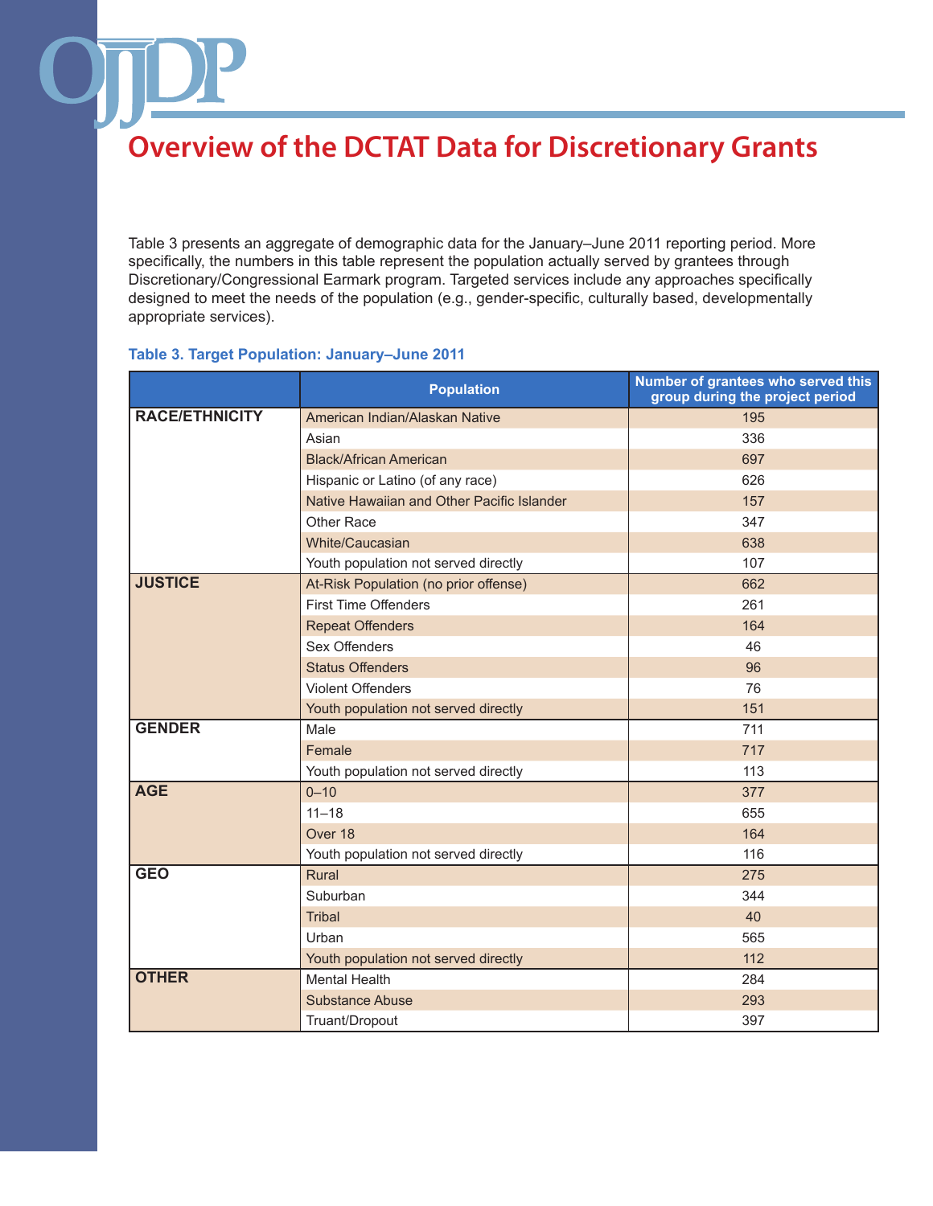# Overview of the DCTAT Data for Discretionary Grants

Table 3 presents an aggregate of demographic data for the January–June 2011 reporting period. More specifically, the numbers in this table represent the population actually served by grantees through Discretionary/Congressional Earmark program. Targeted services include any approaches specifically designed to meet the needs of the population (e.g., gender-specific, culturally based, developmentally appropriate services).

**Table 3. Target Population: January–June 2011**

| | Population | Number of grantees who served this group during the project period |
|---|---|---|
| **RACE/ETHNICITY** | American Indian/Alaskan Native | 195 |
| | Asian | 336 |
| | Black/African American | 697 |
| | Hispanic or Latino (of any race) | 626 |
| | Native Hawaiian and Other Pacific Islander | 157 |
| | Other Race | 347 |
| | White/Caucasian | 638 |
| | Youth population not served directly | 107 |
| **JUSTICE** | At-Risk Population (no prior offense) | 662 |
| | First Time Offenders | 261 |
| | Repeat Offenders | 164 |
| | Sex Offenders | 46 |
| | Status Offenders | 96 |
| | Violent Offenders | 76 |
| | Youth population not served directly | 151 |
| **GENDER** | Male | 711 |
| | Female | 717 |
| | Youth population not served directly | 113 |
| **AGE** | 0–10 | 377 |
| | 11–18 | 655 |
| | Over 18 | 164 |
| | Youth population not served directly | 116 |
| **GEO** | Rural | 275 |
| | Suburban | 344 |
| | Tribal | 40 |
| | Urban | 565 |
| | Youth population not served directly | 112 |
| **OTHER** | Mental Health | 284 |
| | Substance Abuse | 293 |
| | Truant/Dropout | 397 |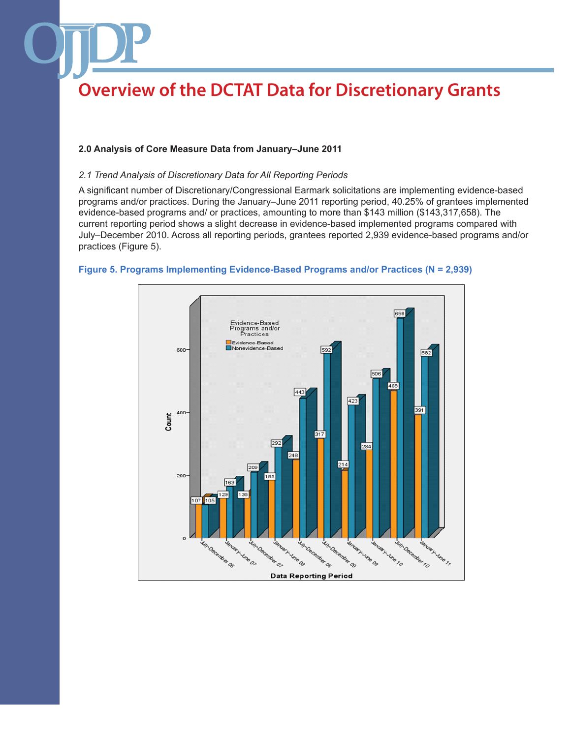# Overview of the DCTAT Data for Discretionary Grants

**2.0 Analysis of Core Measure Data from January–June 2011**

*2.1 Trend Analysis of Discretionary Data for All Reporting Periods*

A significant number of Discretionary/Congressional Earmark solicitations are implementing evidence-based programs and/or practices. During the January–June 2011 reporting period, 40.25% of grantees implemented evidence-based programs and/ or practices, amounting to more than $143 million ($143,317,658). The current reporting period shows a slight decrease in evidence-based implemented programs compared with July–December 2010. Across all reporting periods, grantees reported 2,939 evidence-based programs and/or practices (Figure 5).

**Figure 5. Programs Implementing Evidence-Based Programs and/or Practices (N = 2,939)**

| Data Reporting Period | Evidence-Based | Nonevidence-Based |
|---|---|---|
| July–December 06 | 107 | 105 |
| January–June 07 | 129 | 163 |
| July–December 07 | 135 | 209 |
| January–June 08 | 185 | 292 |
| July–December 08 | 248 | 443 |
| July–December 09 | 317 | 592 |
| January–June 09 | 214 | 423 |
| January–June 10 | 284 | 506 |
| July–December 10 | 468 | 698 |
| January–June 11 | 391 | 582 |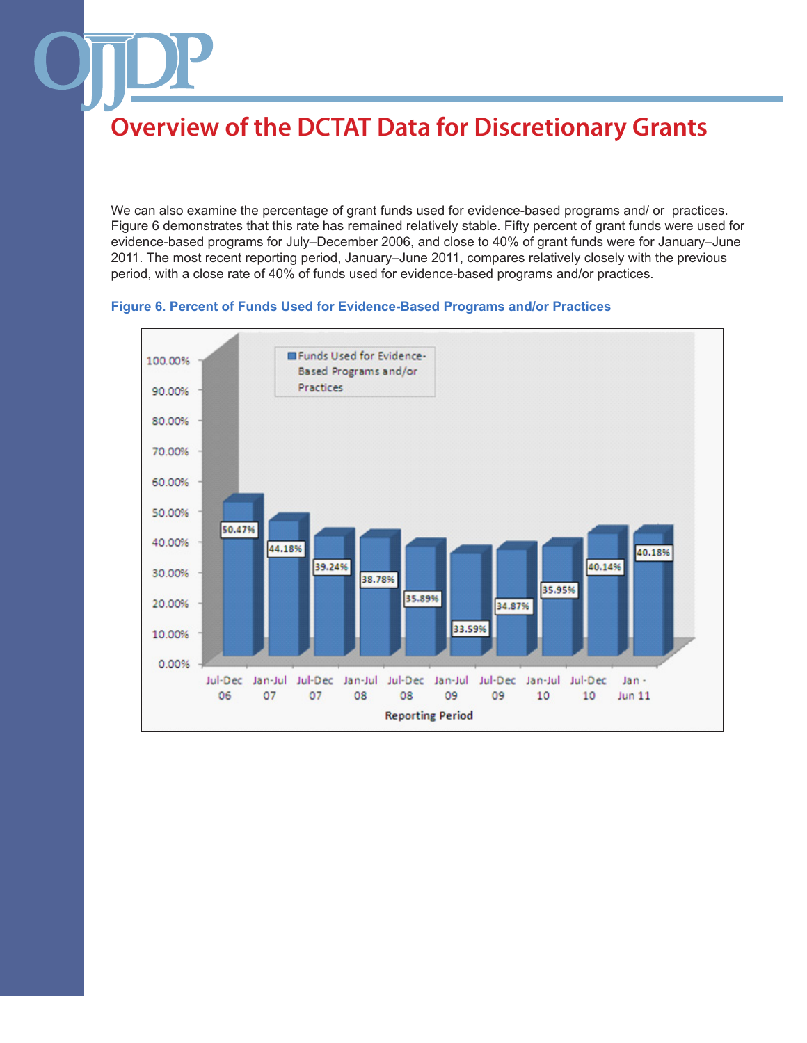# Overview of the DCTAT Data for Discretionary Grants

We can also examine the percentage of grant funds used for evidence-based programs and/ or practices. Figure 6 demonstrates that this rate has remained relatively stable. Fifty percent of grant funds were used for evidence-based programs for July–December 2006, and close to 40% of grant funds were for January–June 2011. The most recent reporting period, January–June 2011, compares relatively closely with the previous period, with a close rate of 40% of funds used for evidence-based programs and/or practices.

**Figure 6. Percent of Funds Used for Evidence-Based Programs and/or Practices**

| Reporting Period | Funds Used for Evidence-Based Programs and/or Practices |
|---|---|
| Jul-Dec 06 | 50.47% |
| Jan-Jul 07 | 44.18% |
| Jul-Dec 07 | 39.24% |
| Jan-Jul 08 | 38.78% |
| Jul-Dec 08 | 35.89% |
| Jan-Jul 09 | 33.59% |
| Jul-Dec 09 | 34.87% |
| Jan-Jul 10 | 35.95% |
| Jul-Dec 10 | 40.14% |
| Jan - Jun 11 | 40.18% |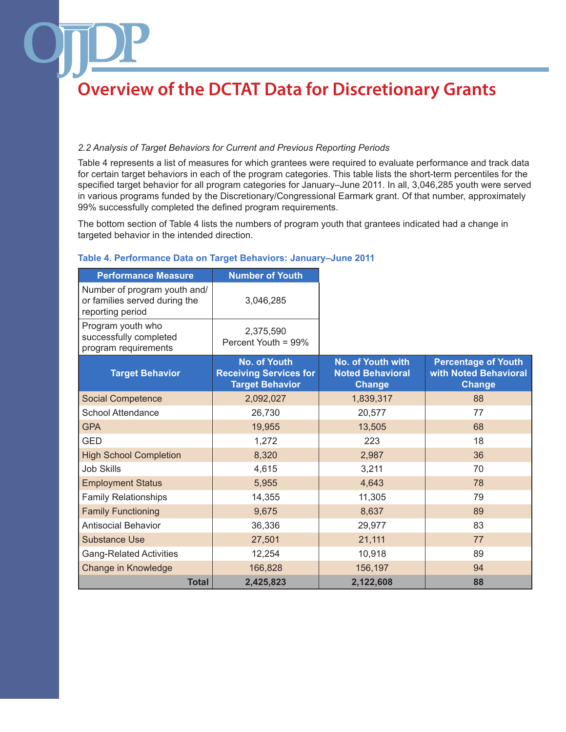# Overview of the DCTAT Data for Discretionary Grants

*2.2 Analysis of Target Behaviors for Current and Previous Reporting Periods*

Table 4 represents a list of measures for which grantees were required to evaluate performance and track data for certain target behaviors in each of the program categories. This table lists the short-term percentiles for the specified target behavior for all program categories for January–June 2011. In all, 3,046,285 youth were served in various programs funded by the Discretionary/Congressional Earmark grant. Of that number, approximately 99% successfully completed the defined program requirements.

The bottom section of Table 4 lists the numbers of program youth that grantees indicated had a change in targeted behavior in the intended direction.

**Table 4. Performance Data on Target Behaviors: January–June 2011**

| Performance Measure | Number of Youth | | |
|---|---|---|---|
| Number of program youth and/or families served during the reporting period | 3,046,285 | | |
| Program youth who successfully completed program requirements | 2,375,590 Percent Youth = 99% | | |
| **Target Behavior** | **No. of Youth Receiving Services for Target Behavior** | **No. of Youth with Noted Behavioral Change** | **Percentage of Youth with Noted Behavioral Change** |
| Social Competence | 2,092,027 | 1,839,317 | 88 |
| School Attendance | 26,730 | 20,577 | 77 |
| GPA | 19,955 | 13,505 | 68 |
| GED | 1,272 | 223 | 18 |
| High School Completion | 8,320 | 2,987 | 36 |
| Job Skills | 4,615 | 3,211 | 70 |
| Employment Status | 5,955 | 4,643 | 78 |
| Family Relationships | 14,355 | 11,305 | 79 |
| Family Functioning | 9,675 | 8,637 | 89 |
| Antisocial Behavior | 36,336 | 29,977 | 83 |
| Substance Use | 27,501 | 21,111 | 77 |
| Gang-Related Activities | 12,254 | 10,918 | 89 |
| Change in Knowledge | 166,828 | 156,197 | 94 |
| **Total** | **2,425,823** | **2,122,608** | **88** |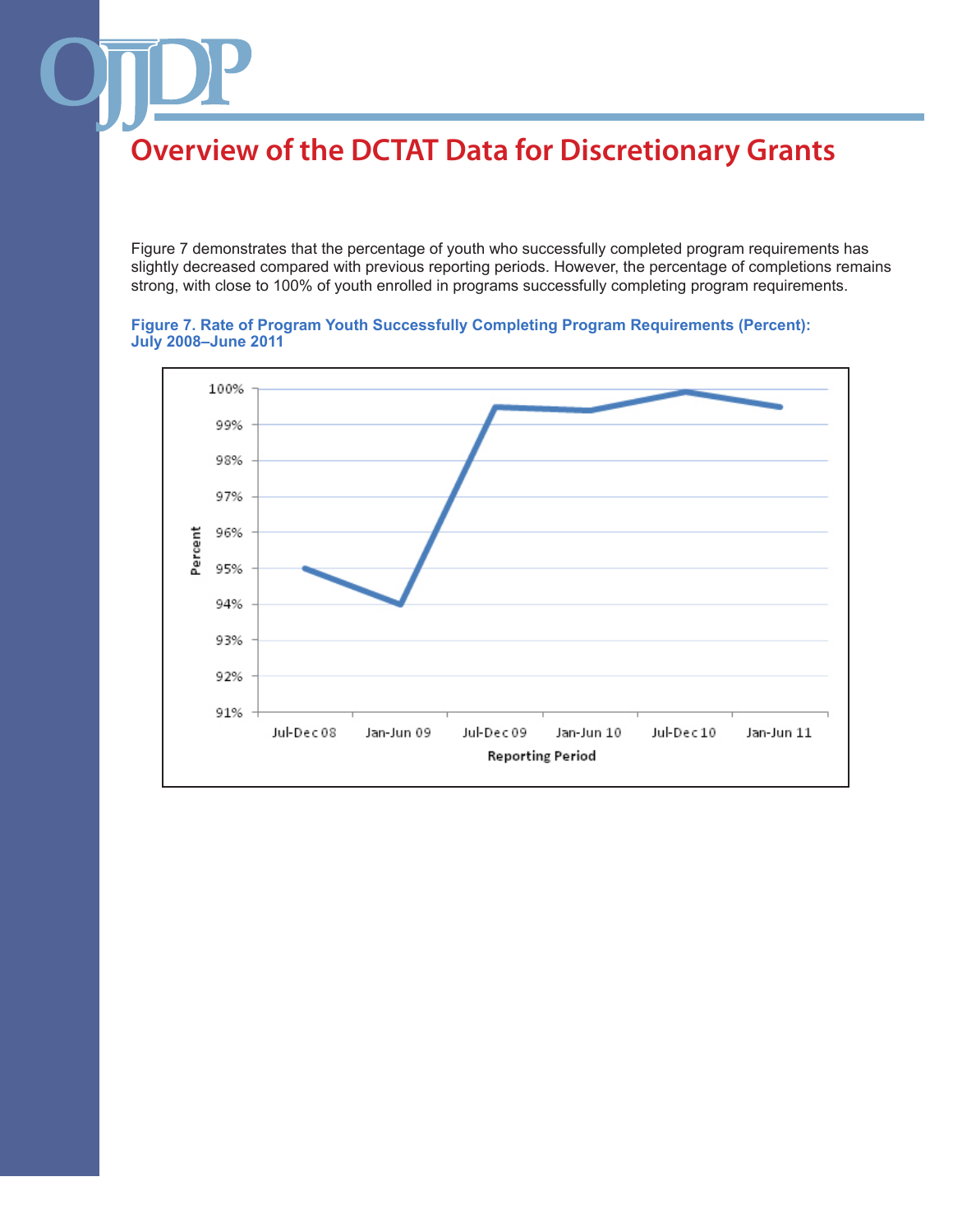# Overview of the DCTAT Data for Discretionary Grants

Figure 7 demonstrates that the percentage of youth who successfully completed program requirements has slightly decreased compared with previous reporting periods. However, the percentage of completions remains strong, with close to 100% of youth enrolled in programs successfully completing program requirements.

**Figure 7. Rate of Program Youth Successfully Completing Program Requirements (Percent): July 2008–June 2011**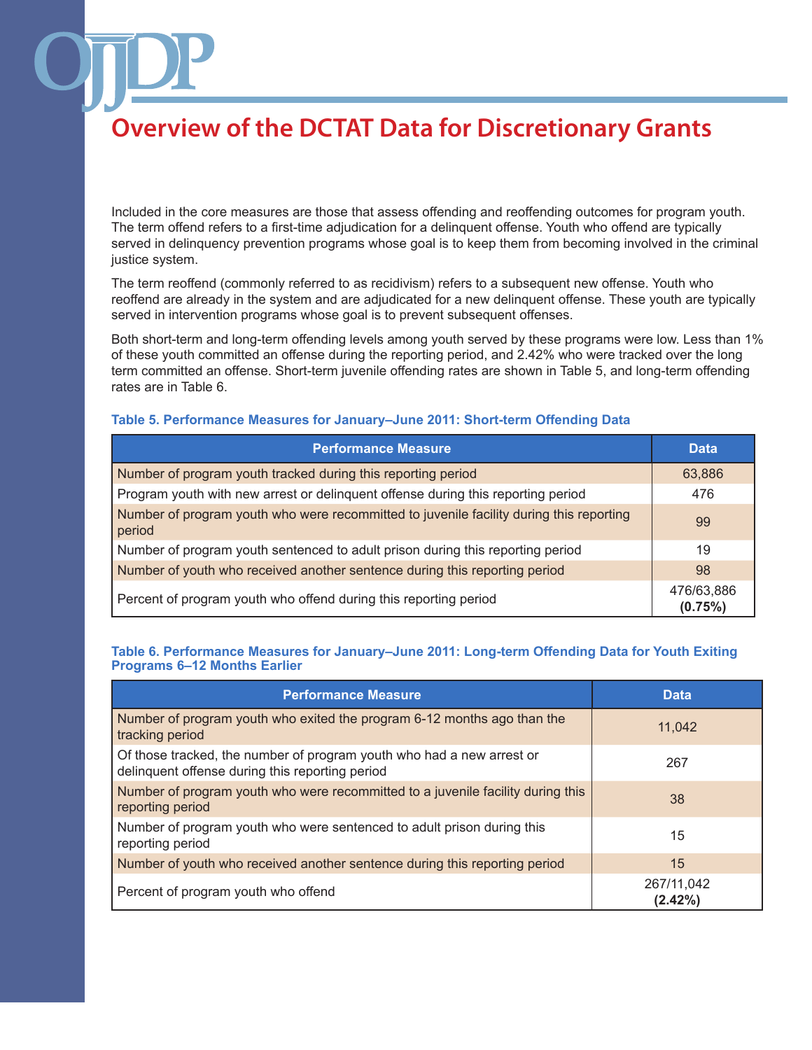# Overview of the DCTAT Data for Discretionary Grants

Included in the core measures are those that assess offending and reoffending outcomes for program youth. The term offend refers to a first-time adjudication for a delinquent offense. Youth who offend are typically served in delinquency prevention programs whose goal is to keep them from becoming involved in the criminal justice system.

The term reoffend (commonly referred to as recidivism) refers to a subsequent new offense. Youth who reoffend are already in the system and are adjudicated for a new delinquent offense. These youth are typically served in intervention programs whose goal is to prevent subsequent offenses.

Both short-term and long-term offending levels among youth served by these programs were low. Less than 1% of these youth committed an offense during the reporting period, and 2.42% who were tracked over the long term committed an offense. Short-term juvenile offending rates are shown in Table 5, and long-term offending rates are in Table 6.

**Table 5. Performance Measures for January–June 2011: Short-term Offending Data**

| Performance Measure | Data |
|---|---|
| Number of program youth tracked during this reporting period | 63,886 |
| Program youth with new arrest or delinquent offense during this reporting period | 476 |
| Number of program youth who were recommitted to juvenile facility during this reporting period | 99 |
| Number of program youth sentenced to adult prison during this reporting period | 19 |
| Number of youth who received another sentence during this reporting period | 98 |
| Percent of program youth who offend during this reporting period | 476/63,886 **(0.75%)** |

**Table 6. Performance Measures for January–June 2011: Long-term Offending Data for Youth Exiting Programs 6–12 Months Earlier**

| Performance Measure | Data |
|---|---|
| Number of program youth who exited the program 6-12 months ago than the tracking period | 11,042 |
| Of those tracked, the number of program youth who had a new arrest or delinquent offense during this reporting period | 267 |
| Number of program youth who were recommitted to a juvenile facility during this reporting period | 38 |
| Number of program youth who were sentenced to adult prison during this reporting period | 15 |
| Number of youth who received another sentence during this reporting period | 15 |
| Percent of program youth who offend | 267/11,042 **(2.42%)** |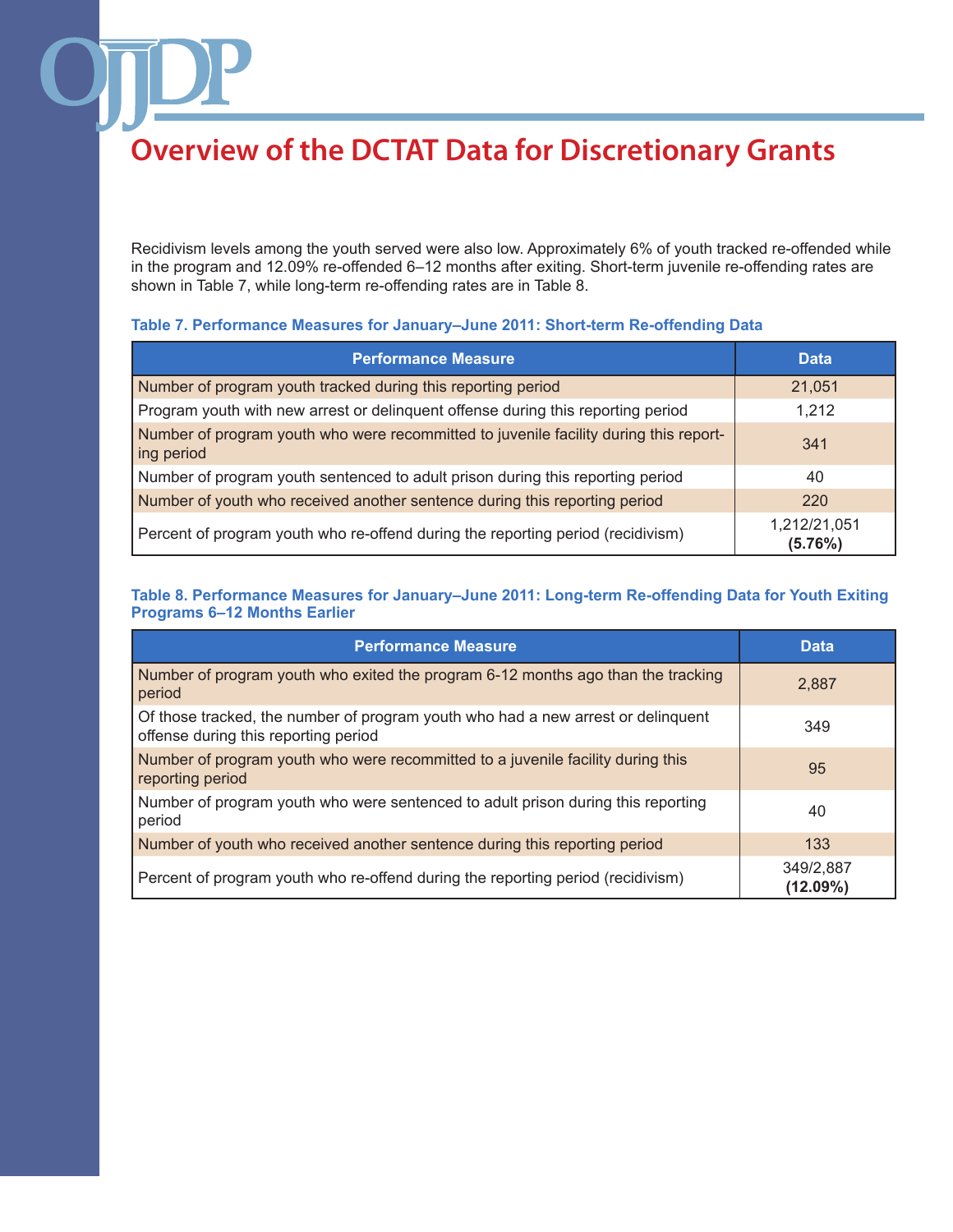# Overview of the DCTAT Data for Discretionary Grants

Recidivism levels among the youth served were also low. Approximately 6% of youth tracked re-offended while in the program and 12.09% re-offended 6–12 months after exiting. Short-term juvenile re-offending rates are shown in Table 7, while long-term re-offending rates are in Table 8.

**Table 7. Performance Measures for January–June 2011: Short-term Re-offending Data**

| Performance Measure | Data |
|---|---|
| Number of program youth tracked during this reporting period | 21,051 |
| Program youth with new arrest or delinquent offense during this reporting period | 1,212 |
| Number of program youth who were recommitted to juvenile facility during this reporting period | 341 |
| Number of program youth sentenced to adult prison during this reporting period | 40 |
| Number of youth who received another sentence during this reporting period | 220 |
| Percent of program youth who re-offend during the reporting period (recidivism) | 1,212/21,051 **(5.76%)** |

**Table 8. Performance Measures for January–June 2011: Long-term Re-offending Data for Youth Exiting Programs 6–12 Months Earlier**

| Performance Measure | Data |
|---|---|
| Number of program youth who exited the program 6-12 months ago than the tracking period | 2,887 |
| Of those tracked, the number of program youth who had a new arrest or delinquent offense during this reporting period | 349 |
| Number of program youth who were recommitted to a juvenile facility during this reporting period | 95 |
| Number of program youth who were sentenced to adult prison during this reporting period | 40 |
| Number of youth who received another sentence during this reporting period | 133 |
| Percent of program youth who re-offend during the reporting period (recidivism) | 349/2,887 **(12.09%)** |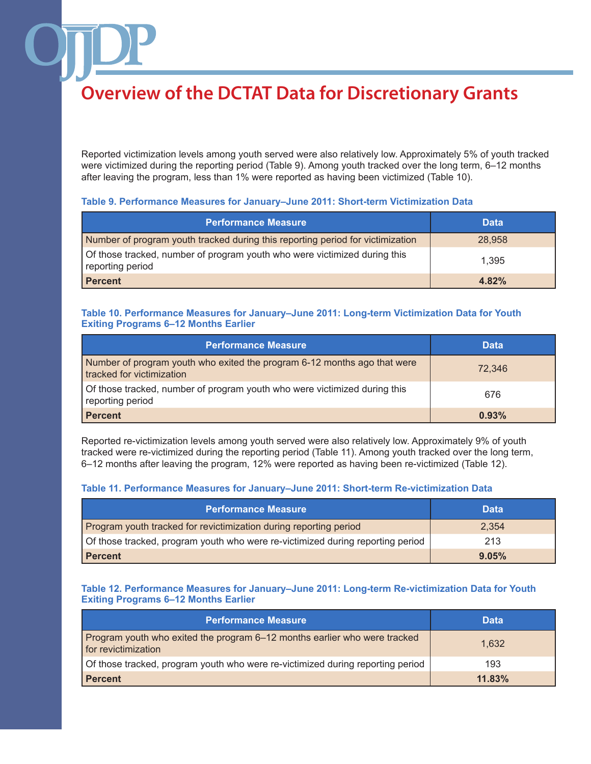# Overview of the DCTAT Data for Discretionary Grants

Reported victimization levels among youth served were also relatively low. Approximately 5% of youth tracked were victimized during the reporting period (Table 9). Among youth tracked over the long term, 6–12 months after leaving the program, less than 1% were reported as having been victimized (Table 10).

### Table 9. Performance Measures for January–June 2011: Short-term Victimization Data

| Performance Measure | Data |
|---|---|
| Number of program youth tracked during this reporting period for victimization | 28,958 |
| Of those tracked, number of program youth who were victimized during this reporting period | 1,395 |
| **Percent** | **4.82%** |

### Table 10. Performance Measures for January–June 2011: Long-term Victimization Data for Youth Exiting Programs 6–12 Months Earlier

| Performance Measure | Data |
|---|---|
| Number of program youth who exited the program 6-12 months ago that were tracked for victimization | 72,346 |
| Of those tracked, number of program youth who were victimized during this reporting period | 676 |
| **Percent** | **0.93%** |

Reported re-victimization levels among youth served were also relatively low. Approximately 9% of youth tracked were re-victimized during the reporting period (Table 11). Among youth tracked over the long term, 6–12 months after leaving the program, 12% were reported as having been re-victimized (Table 12).

### Table 11. Performance Measures for January–June 2011: Short-term Re-victimization Data

| Performance Measure | Data |
|---|---|
| Program youth tracked for revictimization during reporting period | 2,354 |
| Of those tracked, program youth who were re-victimized during reporting period | 213 |
| **Percent** | **9.05%** |

### Table 12. Performance Measures for January–June 2011: Long-term Re-victimization Data for Youth Exiting Programs 6–12 Months Earlier

| Performance Measure | Data |
|---|---|
| Program youth who exited the program 6–12 months earlier who were tracked for revictimization | 1,632 |
| Of those tracked, program youth who were re-victimized during reporting period | 193 |
| **Percent** | **11.83%** |